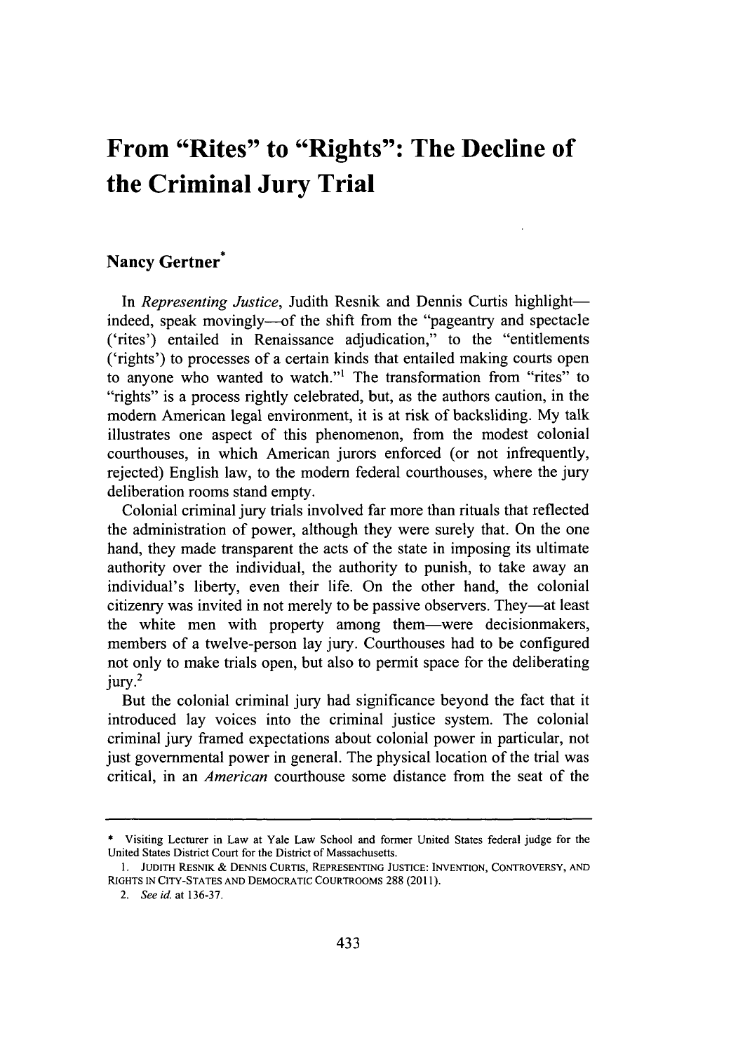# From "Rites" to "Rights": The Decline of the Criminal Jury Trial

**Nancy Gertner***

In *Representing Justice*, Judith Resnik and Dennis Curtis highlight—indeed, speak movingly—of the shift from the "pageantry and spectacle ('rites') entailed in Renaissance adjudication," to the "entitlements ('rights') to processes of a certain kinds that entailed making courts open to anyone who wanted to watch."[1] The transformation from "rites" to "rights" is a process rightly celebrated, but, as the authors caution, in the modern American legal environment, it is at risk of backsliding. My talk illustrates one aspect of this phenomenon, from the modest colonial courthouses, in which American jurors enforced (or not infrequently, rejected) English law, to the modern federal courthouses, where the jury deliberation rooms stand empty.

Colonial criminal jury trials involved far more than rituals that reflected the administration of power, although they were surely that. On the one hand, they made transparent the acts of the state in imposing its ultimate authority over the individual, the authority to punish, to take away an individual's liberty, even their life. On the other hand, the colonial citizenry was invited in not merely to be passive observers. They—at least the white men with property among them—were decisionmakers, members of a twelve-person lay jury. Courthouses had to be configured not only to make trials open, but also to permit space for the deliberating jury.[2]

But the colonial criminal jury had significance beyond the fact that it introduced lay voices into the criminal justice system. The colonial criminal jury framed expectations about colonial power in particular, not just governmental power in general. The physical location of the trial was critical, in an *American* courthouse some distance from the seat of the

---

\* Visiting Lecturer in Law at Yale Law School and former United States federal judge for the United States District Court for the District of Massachusetts.

1. JUDITH RESNIK & DENNIS CURTIS, REPRESENTING JUSTICE: INVENTION, CONTROVERSY, AND RIGHTS IN CITY-STATES AND DEMOCRATIC COURTROOMS 288 (2011).

2. *See id.* at 136-37.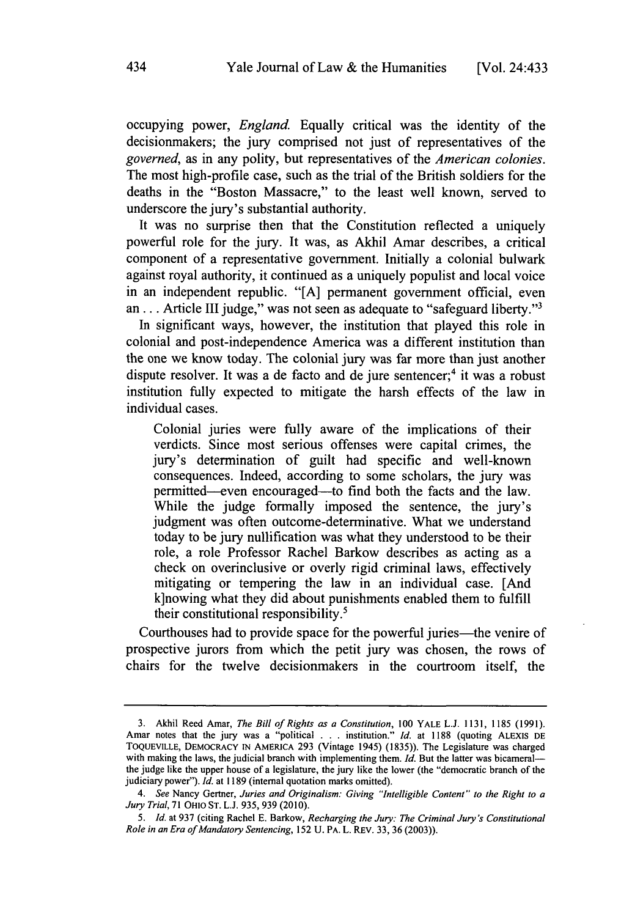occupying power, *England.* Equally critical was the identity of the decisionmakers; the jury comprised not just of representatives of the *governed,* as in any polity, but representatives of the *American colonies.* The most high-profile case, such as the trial of the British soldiers for the deaths in the "Boston Massacre," to the least well known, served to underscore the jury's substantial authority.

It was no surprise then that the Constitution reflected a uniquely powerful role for the jury. It was, as Akhil Amar describes, a critical component of a representative government. Initially a colonial bulwark against royal authority, it continued as a uniquely populist and local voice in an independent republic. "[A] permanent government official, even an . . . Article III judge," was not seen as adequate to "safeguard liberty."[3]

In significant ways, however, the institution that played this role in colonial and post-independence America was a different institution than the one we know today. The colonial jury was far more than just another dispute resolver. It was a de facto and de jure sentencer;[4] it was a robust institution fully expected to mitigate the harsh effects of the law in individual cases.

> Colonial juries were fully aware of the implications of their verdicts. Since most serious offenses were capital crimes, the jury's determination of guilt had specific and well-known consequences. Indeed, according to some scholars, the jury was permitted—even encouraged—to find both the facts and the law. While the judge formally imposed the sentence, the jury's judgment was often outcome-determinative. What we understand today to be jury nullification was what they understood to be their role, a role Professor Rachel Barkow describes as acting as a check on overinclusive or overly rigid criminal laws, effectively mitigating or tempering the law in an individual case. [And k]nowing what they did about punishments enabled them to fulfill their constitutional responsibility.[5]

Courthouses had to provide space for the powerful juries—the venire of prospective jurors from which the petit jury was chosen, the rows of chairs for the twelve decisionmakers in the courtroom itself, the

---

3. Akhil Reed Amar, *The Bill of Rights as a Constitution*, 100 YALE L.J. 1131, 1185 (1991). Amar notes that the jury was a "political . . . institution." *Id.* at 1188 (quoting ALEXIS DE TOQUEVILLE, DEMOCRACY IN AMERICA 293 (Vintage 1945) (1835)). The Legislature was charged with making the laws, the judicial branch with implementing them. *Id.* But the latter was bicameral—the judge like the upper house of a legislature, the jury like the lower (the "democratic branch of the judiciary power"). *Id.* at 1189 (internal quotation marks omitted).

4. *See* Nancy Gertner, *Juries and Originalism: Giving "Intelligible Content" to the Right to a Jury Trial*, 71 OHIO ST. L.J. 935, 939 (2010).

5. *Id.* at 937 (citing Rachel E. Barkow, *Recharging the Jury: The Criminal Jury's Constitutional Role in an Era of Mandatory Sentencing*, 152 U. PA. L. REV. 33, 36 (2003)).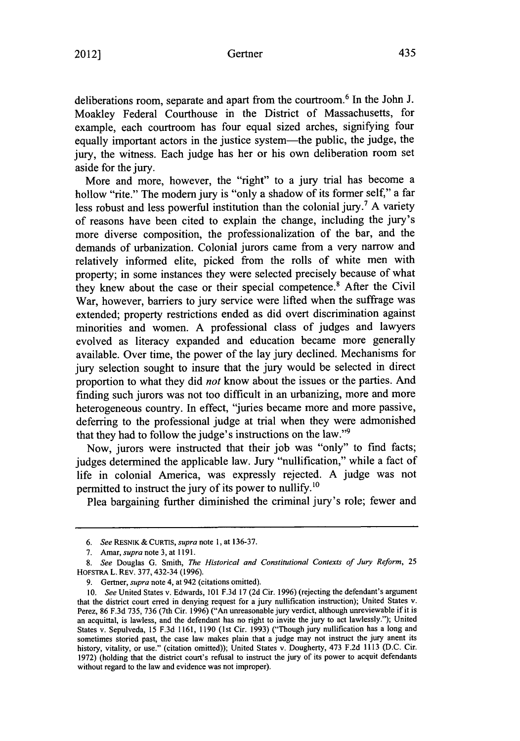deliberations room, separate and apart from the courtroom.[6] In the John J. Moakley Federal Courthouse in the District of Massachusetts, for example, each courtroom has four equal sized arches, signifying four equally important actors in the justice system—the public, the judge, the jury, the witness. Each judge has her or his own deliberation room set aside for the jury.

More and more, however, the "right" to a jury trial has become a hollow "rite." The modern jury is "only a shadow of its former self," a far less robust and less powerful institution than the colonial jury.[7] A variety of reasons have been cited to explain the change, including the jury's more diverse composition, the professionalization of the bar, and the demands of urbanization. Colonial jurors came from a very narrow and relatively informed elite, picked from the rolls of white men with property; in some instances they were selected precisely because of what they knew about the case or their special competence.[8] After the Civil War, however, barriers to jury service were lifted when the suffrage was extended; property restrictions ended as did overt discrimination against minorities and women. A professional class of judges and lawyers evolved as literacy expanded and education became more generally available. Over time, the power of the lay jury declined. Mechanisms for jury selection sought to insure that the jury would be selected in direct proportion to what they did *not* know about the issues or the parties. And finding such jurors was not too difficult in an urbanizing, more and more heterogeneous country. In effect, "juries became more and more passive, deferring to the professional judge at trial when they were admonished that they had to follow the judge's instructions on the law."[9]

Now, jurors were instructed that their job was "only" to find facts; judges determined the applicable law. Jury "nullification," while a fact of life in colonial America, was expressly rejected. A judge was not permitted to instruct the jury of its power to nullify.[10]

Plea bargaining further diminished the criminal jury's role; fewer and

---

6. *See* RESNIK & CURTIS, *supra* note 1, at 136-37.

7. Amar, *supra* note 3, at 1191.

8. *See* Douglas G. Smith, *The Historical and Constitutional Contexts of Jury Reform*, 25 HOFSTRA L. REV. 377, 432-34 (1996).

9. Gertner, *supra* note 4, at 942 (citations omitted).

10. *See* United States v. Edwards, 101 F.3d 17 (2d Cir. 1996) (rejecting the defendant's argument that the district court erred in denying request for a jury nullification instruction); United States v. Perez, 86 F.3d 735, 736 (7th Cir. 1996) ("An unreasonable jury verdict, although unreviewable if it is an acquittal, is lawless, and the defendant has no right to invite the jury to act lawlessly."); United States v. Sepulveda, 15 F.3d 1161, 1190 (1st Cir. 1993) ("Though jury nullification has a long and sometimes storied past, the case law makes plain that a judge may not instruct the jury anent its history, vitality, or use." (citation omitted)); United States v. Dougherty, 473 F.2d 1113 (D.C. Cir. 1972) (holding that the district court's refusal to instruct the jury of its power to acquit defendants without regard to the law and evidence was not improper).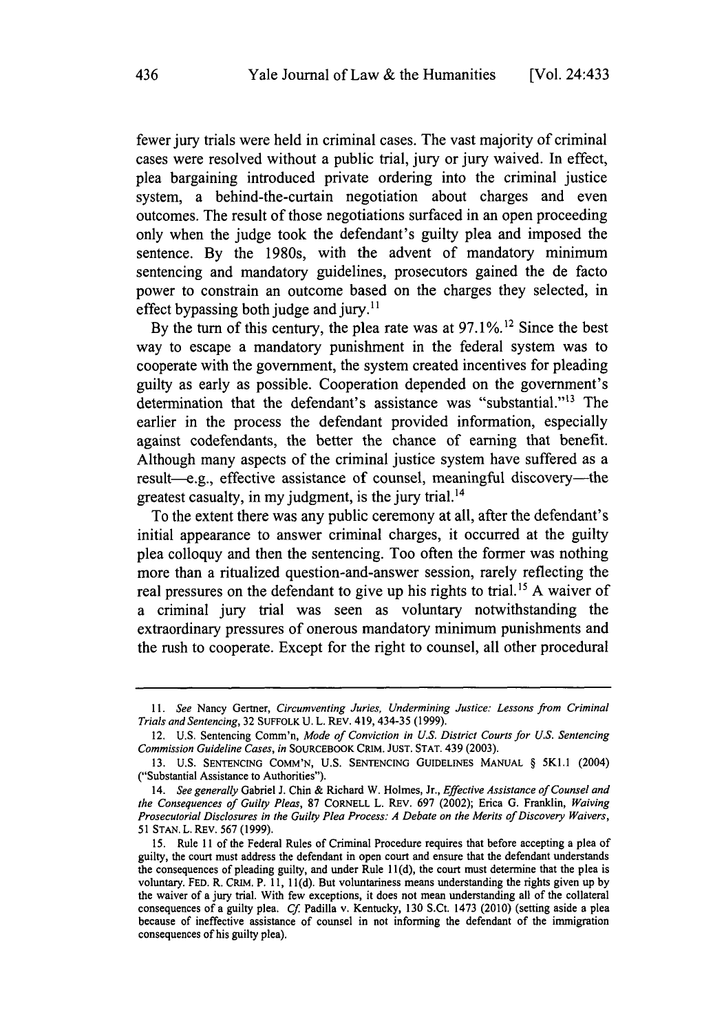fewer jury trials were held in criminal cases. The vast majority of criminal cases were resolved without a public trial, jury or jury waived. In effect, plea bargaining introduced private ordering into the criminal justice system, a behind-the-curtain negotiation about charges and even outcomes. The result of those negotiations surfaced in an open proceeding only when the judge took the defendant's guilty plea and imposed the sentence. By the 1980s, with the advent of mandatory minimum sentencing and mandatory guidelines, prosecutors gained the de facto power to constrain an outcome based on the charges they selected, in effect bypassing both judge and jury.[11]

By the turn of this century, the plea rate was at 97.1%.[12] Since the best way to escape a mandatory punishment in the federal system was to cooperate with the government, the system created incentives for pleading guilty as early as possible. Cooperation depended on the government's determination that the defendant's assistance was "substantial."[13] The earlier in the process the defendant provided information, especially against codefendants, the better the chance of earning that benefit. Although many aspects of the criminal justice system have suffered as a result—e.g., effective assistance of counsel, meaningful discovery—the greatest casualty, in my judgment, is the jury trial.[14]

To the extent there was any public ceremony at all, after the defendant's initial appearance to answer criminal charges, it occurred at the guilty plea colloquy and then the sentencing. Too often the former was nothing more than a ritualized question-and-answer session, rarely reflecting the real pressures on the defendant to give up his rights to trial.[15] A waiver of a criminal jury trial was seen as voluntary notwithstanding the extraordinary pressures of onerous mandatory minimum punishments and the rush to cooperate. Except for the right to counsel, all other procedural

---

11. *See* Nancy Gertner, *Circumventing Juries, Undermining Justice: Lessons from Criminal Trials and Sentencing*, 32 SUFFOLK U. L. REV. 419, 434-35 (1999).

12. U.S. Sentencing Comm'n, *Mode of Conviction in U.S. District Courts for U.S. Sentencing Commission Guideline Cases*, *in* SOURCEBOOK CRIM. JUST. STAT. 439 (2003).

13. U.S. SENTENCING COMM'N, U.S. SENTENCING GUIDELINES MANUAL § 5K1.1 (2004) ("Substantial Assistance to Authorities").

14. *See generally* Gabriel J. Chin & Richard W. Holmes, Jr., *Effective Assistance of Counsel and the Consequences of Guilty Pleas*, 87 CORNELL L. REV. 697 (2002); Erica G. Franklin, *Waiving Prosecutorial Disclosures in the Guilty Plea Process: A Debate on the Merits of Discovery Waivers*, 51 STAN. L. REV. 567 (1999).

15. Rule 11 of the Federal Rules of Criminal Procedure requires that before accepting a plea of guilty, the court must address the defendant in open court and ensure that the defendant understands the consequences of pleading guilty, and under Rule 11(d), the court must determine that the plea is voluntary. FED. R. CRIM. P. 11, 11(d). But voluntariness means understanding the rights given up by the waiver of a jury trial. With few exceptions, it does not mean understanding all of the collateral consequences of a guilty plea. *Cf.* Padilla v. Kentucky, 130 S.Ct. 1473 (2010) (setting aside a plea because of ineffective assistance of counsel in not informing the defendant of the immigration consequences of his guilty plea).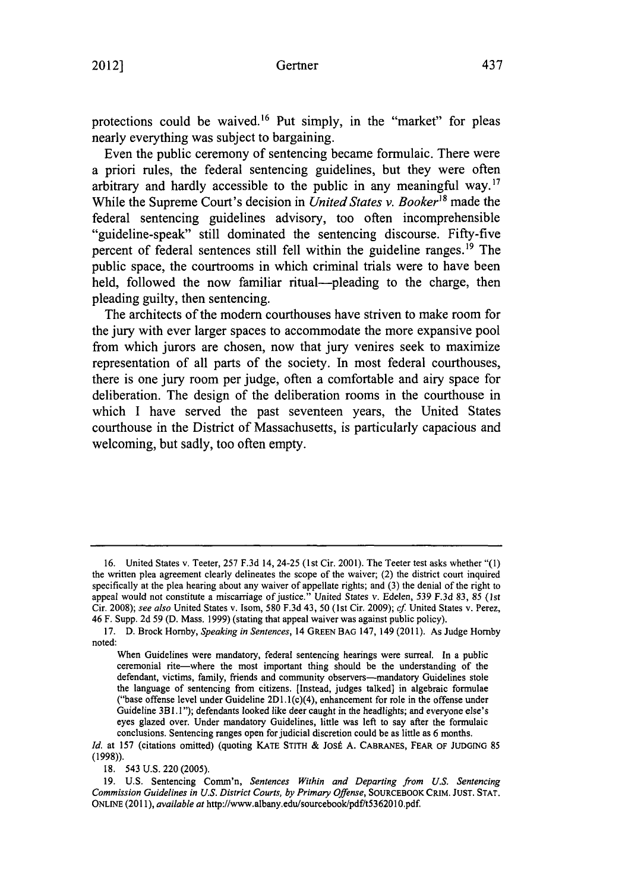protections could be waived.[16] Put simply, in the "market" for pleas nearly everything was subject to bargaining.

Even the public ceremony of sentencing became formulaic. There were a priori rules, the federal sentencing guidelines, but they were often arbitrary and hardly accessible to the public in any meaningful way.[17] While the Supreme Court's decision in *United States v. Booker*[18] made the federal sentencing guidelines advisory, too often incomprehensible "guideline-speak" still dominated the sentencing discourse. Fifty-five percent of federal sentences still fell within the guideline ranges.[19] The public space, the courtrooms in which criminal trials were to have been held, followed the now familiar ritual—pleading to the charge, then pleading guilty, then sentencing.

The architects of the modern courthouses have striven to make room for the jury with ever larger spaces to accommodate the more expansive pool from which jurors are chosen, now that jury venires seek to maximize representation of all parts of the society. In most federal courthouses, there is one jury room per judge, often a comfortable and airy space for deliberation. The design of the deliberation rooms in the courthouse in which I have served the past seventeen years, the United States courthouse in the District of Massachusetts, is particularly capacious and welcoming, but sadly, too often empty.

---

16. United States v. Teeter, 257 F.3d 14, 24-25 (1st Cir. 2001). The Teeter test asks whether "(1) the written plea agreement clearly delineates the scope of the waiver; (2) the district court inquired specifically at the plea hearing about any waiver of appellate rights; and (3) the denial of the right to appeal would not constitute a miscarriage of justice." United States v. Edelen, 539 F.3d 83, 85 (1st Cir. 2008); *see also* United States v. Isom, 580 F.3d 43, 50 (1st Cir. 2009); *cf.* United States v. Perez, 46 F. Supp. 2d 59 (D. Mass. 1999) (stating that appeal waiver was against public policy).

17. D. Brock Hornby, *Speaking in Sentences*, 14 GREEN BAG 147, 149 (2011). As Judge Hornby noted:

> When Guidelines were mandatory, federal sentencing hearings were surreal. In a public ceremonial rite—where the most important thing should be the understanding of the defendant, victims, family, friends and community observers—mandatory Guidelines stole the language of sentencing from citizens. [Instead, judges talked] in algebraic formulae ("base offense level under Guideline 2D1.1(c)(4), enhancement for role in the offense under Guideline 3B1.1"); defendants looked like deer caught in the headlights; and everyone else's eyes glazed over. Under mandatory Guidelines, little was left to say after the formulaic conclusions. Sentencing ranges open for judicial discretion could be as little as 6 months.

*Id.* at 157 (citations omitted) (quoting KATE STITH & JOSÉ A. CABRANES, FEAR OF JUDGING 85 (1998)).

18. 543 U.S. 220 (2005).

19. U.S. Sentencing Comm'n, *Sentences Within and Departing from U.S. Sentencing Commission Guidelines in U.S. District Courts, by Primary Offense*, SOURCEBOOK CRIM. JUST. STAT. ONLINE (2011), *available at* http://www.albany.edu/sourcebook/pdf/t5362010.pdf.